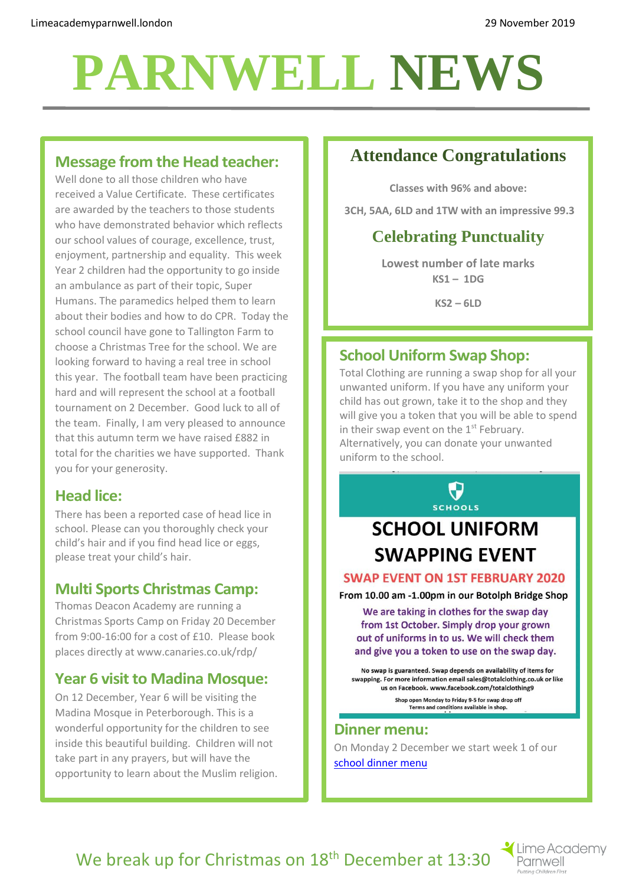Limeacademyparnwell.london

29 November 2019

# PARNWELL NEWS

## Message from the Head teacher:

Well done to all those children who have received a Value Certificate. These certificates are awarded by the teachers to those students who have demonstrated behavior which reflects our school values of courage, excellence, trust, enjoyment, partnership and equality. This week Year 2 children had the opportunity to go inside an ambulance as part of their topic, Super Humans. The paramedics helped them to learn about their bodies and how to do CPR. Today the school council have gone to Tallington Farm to choose a Christmas Tree for the school. We are looking forward to having a real tree in school this year. The football team have been practicing hard and will represent the school at a football tournament on 2 December. Good luck to all of the team. Finally, I am very pleased to announce that this autumn term we have raised £882 in total for the charities we have supported. Thank you for your generosity.

## Head lice:

There has been a reported case of head lice in school. Please can you thoroughly check your child's hair and if you find head lice or eggs, please treat your child's hair.

## Multi Sports Christmas Camp:

Thomas Deacon Academy are running a Christmas Sports Camp on Friday 20 December from 9:00-16:00 for a cost of £10. Please book places directly at www.canaries.co.uk/rdp/

## Year 6 visit to Madina Mosque:

On 12 December, Year 6 will be visiting the Madina Mosque in Peterborough. This is a wonderful opportunity for the children to see inside this beautiful building. Children will not take part in any prayers, but will have the opportunity to learn about the Muslim religion.

## Attendance Congratulations

**Classes with 96% and above:**

**3CH, 5AA, 6LD and 1TW with an impressive 99.3**

## Celebrating Punctuality

**Lowest number of late marks**

**KS1 – 1DG**

**KS2 – 6LD**

## School Uniform Swap Shop:

Total Clothing are running a swap shop for all your unwanted uniform. If you have any uniform your child has out grown, take it to the shop and they will give you a token that you will be able to spend in their swap event on the 1st February. Alternatively, you can donate your unwanted uniform to the school.

SCHOOLS

### SCHOOL UNIFORM SWAPPING EVENT

**SWAP EVENT ON 1ST FEBRUARY 2020**

**From 10.00 am -1.00pm in our Botolph Bridge Shop**

**We are taking in clothes for the swap day from 1st October. Simply drop your grown out of uniforms in to us. We will check them and give you a token to use on the swap day.**

No swap is guaranteed. Swap depends on availability of items for swapping. For more information email sales@totalclothing.co.uk or like us on Facebook. www.facebook.com/totalclothing9

Shop open Monday to Friday 9-5 for swap drop off
Terms and conditions available in shop.

## Dinner menu:

On Monday 2 December we start week 1 of our school dinner menu

We break up for Christmas on 18th December at 13:30

Lime Academy Parnwell
Putting Children First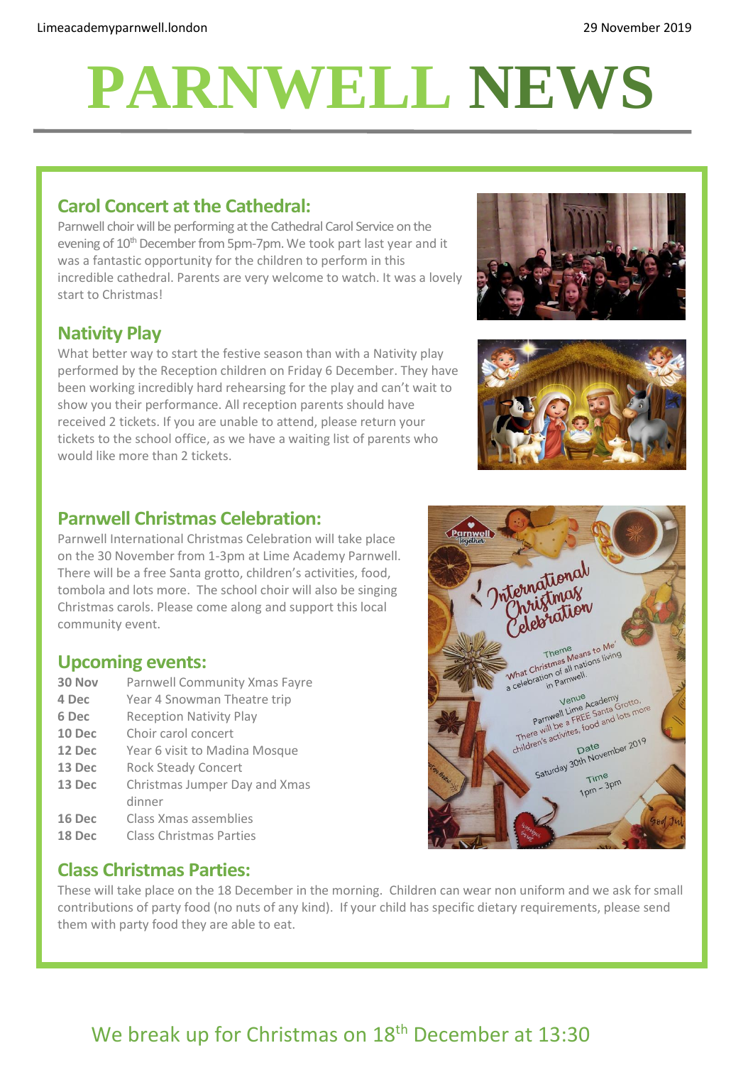Limeacademyparnwell.london

29 November 2019

# PARNWELL NEWS

## Carol Concert at the Cathedral:

Parnwell choir will be performing at the Cathedral Carol Service on the evening of 10th December from 5pm-7pm. We took part last year and it was a fantastic opportunity for the children to perform in this incredible cathedral. Parents are very welcome to watch. It was a lovely start to Christmas!

## Nativity Play

What better way to start the festive season than with a Nativity play performed by the Reception children on Friday 6 December. They have been working incredibly hard rehearsing for the play and can't wait to show you their performance. All reception parents should have received 2 tickets. If you are unable to attend, please return your tickets to the school office, as we have a waiting list of parents who would like more than 2 tickets.

## Parnwell Christmas Celebration:

Parnwell International Christmas Celebration will take place on the 30 November from 1-3pm at Lime Academy Parnwell. There will be a free Santa grotto, children's activities, food, tombola and lots more. The school choir will also be singing Christmas carols. Please come along and support this local community event.

## Upcoming events:

| | |
|---|---|
| **30 Nov** | Parnwell Community Xmas Fayre |
| **4 Dec** | Year 4 Snowman Theatre trip |
| **6 Dec** | Reception Nativity Play |
| **10 Dec** | Choir carol concert |
| **12 Dec** | Year 6 visit to Madina Mosque |
| **13 Dec** | Rock Steady Concert |
| **13 Dec** | Christmas Jumper Day and Xmas dinner |
| **16 Dec** | Class Xmas assemblies |
| **18 Dec** | Class Christmas Parties |

## Class Christmas Parties:

These will take place on the 18 December in the morning. Children can wear non uniform and we ask for small contributions of party food (no nuts of any kind). If your child has specific dietary requirements, please send them with party food they are able to eat.

We break up for Christmas on 18th December at 13:30